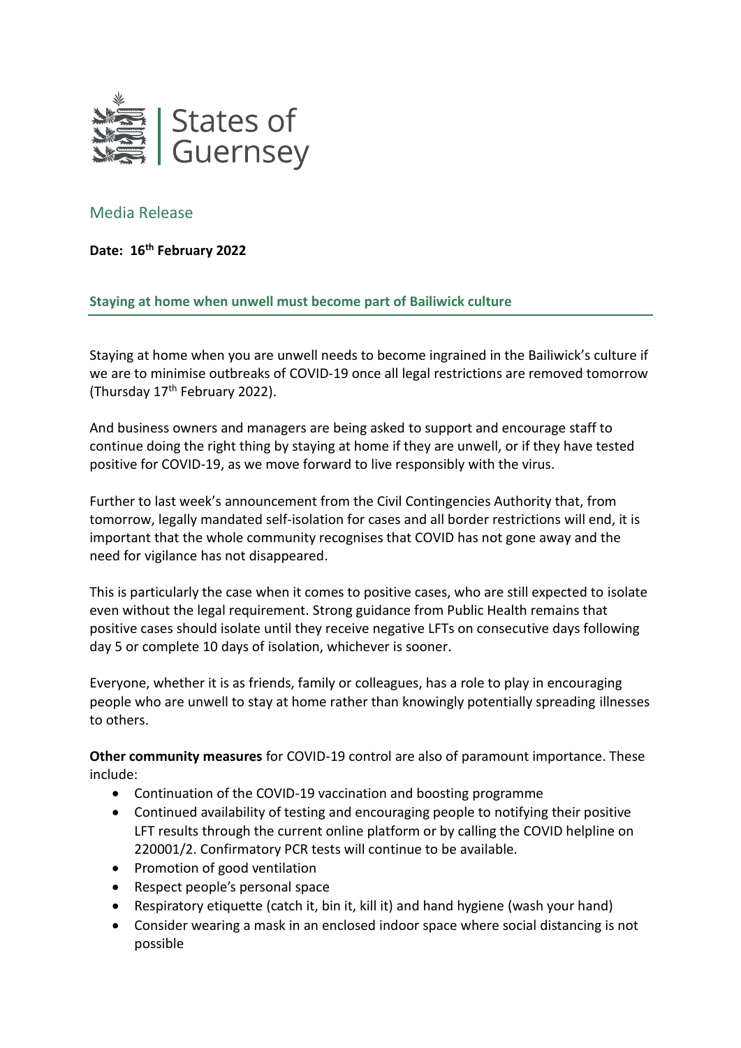States of Guernsey

## Media Release

**Date: 16th February 2022**

### Staying at home when unwell must become part of Bailiwick culture

Staying at home when you are unwell needs to become ingrained in the Bailiwick's culture if we are to minimise outbreaks of COVID-19 once all legal restrictions are removed tomorrow (Thursday 17th February 2022).

And business owners and managers are being asked to support and encourage staff to continue doing the right thing by staying at home if they are unwell, or if they have tested positive for COVID-19, as we move forward to live responsibly with the virus.

Further to last week's announcement from the Civil Contingencies Authority that, from tomorrow, legally mandated self-isolation for cases and all border restrictions will end, it is important that the whole community recognises that COVID has not gone away and the need for vigilance has not disappeared.

This is particularly the case when it comes to positive cases, who are still expected to isolate even without the legal requirement. Strong guidance from Public Health remains that positive cases should isolate until they receive negative LFTs on consecutive days following day 5 or complete 10 days of isolation, whichever is sooner.

Everyone, whether it is as friends, family or colleagues, has a role to play in encouraging people who are unwell to stay at home rather than knowingly potentially spreading illnesses to others.

**Other community measures** for COVID-19 control are also of paramount importance. These include:

- Continuation of the COVID-19 vaccination and boosting programme
- Continued availability of testing and encouraging people to notifying their positive LFT results through the current online platform or by calling the COVID helpline on 220001/2. Confirmatory PCR tests will continue to be available.
- Promotion of good ventilation
- Respect people's personal space
- Respiratory etiquette (catch it, bin it, kill it) and hand hygiene (wash your hand)
- Consider wearing a mask in an enclosed indoor space where social distancing is not possible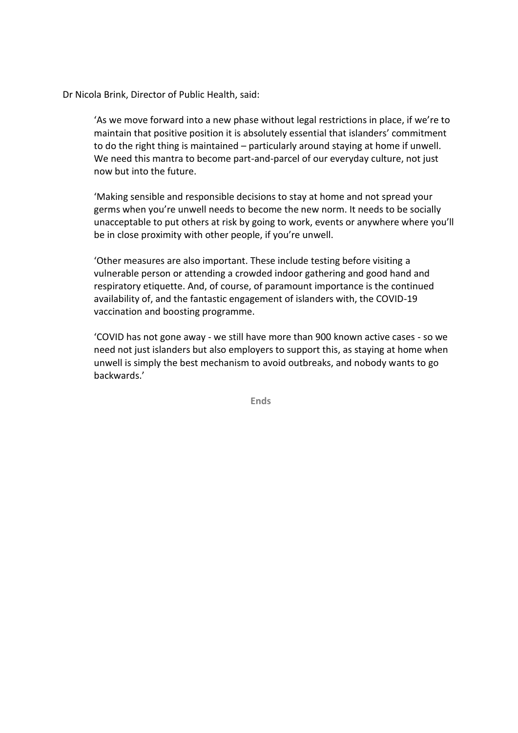Dr Nicola Brink, Director of Public Health, said:

> 'As we move forward into a new phase without legal restrictions in place, if we're to maintain that positive position it is absolutely essential that islanders' commitment to do the right thing is maintained – particularly around staying at home if unwell. We need this mantra to become part-and-parcel of our everyday culture, not just now but into the future.
>
> 'Making sensible and responsible decisions to stay at home and not spread your germs when you're unwell needs to become the new norm. It needs to be socially unacceptable to put others at risk by going to work, events or anywhere where you'll be in close proximity with other people, if you're unwell.
>
> 'Other measures are also important. These include testing before visiting a vulnerable person or attending a crowded indoor gathering and good hand and respiratory etiquette. And, of course, of paramount importance is the continued availability of, and the fantastic engagement of islanders with, the COVID-19 vaccination and boosting programme.
>
> 'COVID has not gone away - we still have more than 900 known active cases - so we need not just islanders but also employers to support this, as staying at home when unwell is simply the best mechanism to avoid outbreaks, and nobody wants to go backwards.'

**Ends**